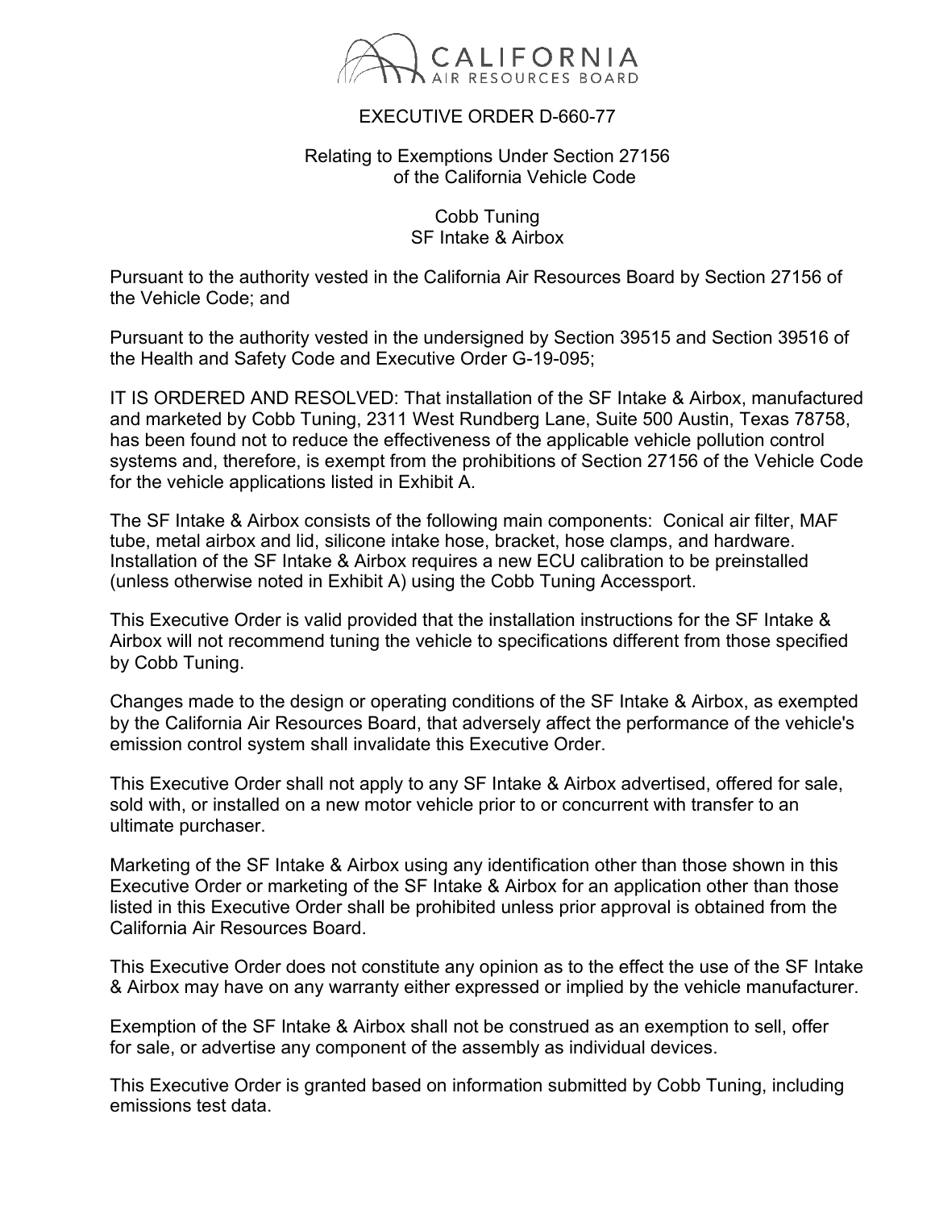CALIFORNIA
AIR RESOURCES BOARD

# EXECUTIVE ORDER D-660-77

Relating to Exemptions Under Section 27156
of the California Vehicle Code

Cobb Tuning
SF Intake & Airbox

Pursuant to the authority vested in the California Air Resources Board by Section 27156 of the Vehicle Code; and

Pursuant to the authority vested in the undersigned by Section 39515 and Section 39516 of the Health and Safety Code and Executive Order G-19-095;

IT IS ORDERED AND RESOLVED: That installation of the SF Intake & Airbox, manufactured and marketed by Cobb Tuning, 2311 West Rundberg Lane, Suite 500 Austin, Texas 78758, has been found not to reduce the effectiveness of the applicable vehicle pollution control systems and, therefore, is exempt from the prohibitions of Section 27156 of the Vehicle Code for the vehicle applications listed in Exhibit A.

The SF Intake & Airbox consists of the following main components: Conical air filter, MAF tube, metal airbox and lid, silicone intake hose, bracket, hose clamps, and hardware. Installation of the SF Intake & Airbox requires a new ECU calibration to be preinstalled (unless otherwise noted in Exhibit A) using the Cobb Tuning Accessport.

This Executive Order is valid provided that the installation instructions for the SF Intake & Airbox will not recommend tuning the vehicle to specifications different from those specified by Cobb Tuning.

Changes made to the design or operating conditions of the SF Intake & Airbox, as exempted by the California Air Resources Board, that adversely affect the performance of the vehicle's emission control system shall invalidate this Executive Order.

This Executive Order shall not apply to any SF Intake & Airbox advertised, offered for sale, sold with, or installed on a new motor vehicle prior to or concurrent with transfer to an ultimate purchaser.

Marketing of the SF Intake & Airbox using any identification other than those shown in this Executive Order or marketing of the SF Intake & Airbox for an application other than those listed in this Executive Order shall be prohibited unless prior approval is obtained from the California Air Resources Board.

This Executive Order does not constitute any opinion as to the effect the use of the SF Intake & Airbox may have on any warranty either expressed or implied by the vehicle manufacturer.

Exemption of the SF Intake & Airbox shall not be construed as an exemption to sell, offer for sale, or advertise any component of the assembly as individual devices.

This Executive Order is granted based on information submitted by Cobb Tuning, including emissions test data.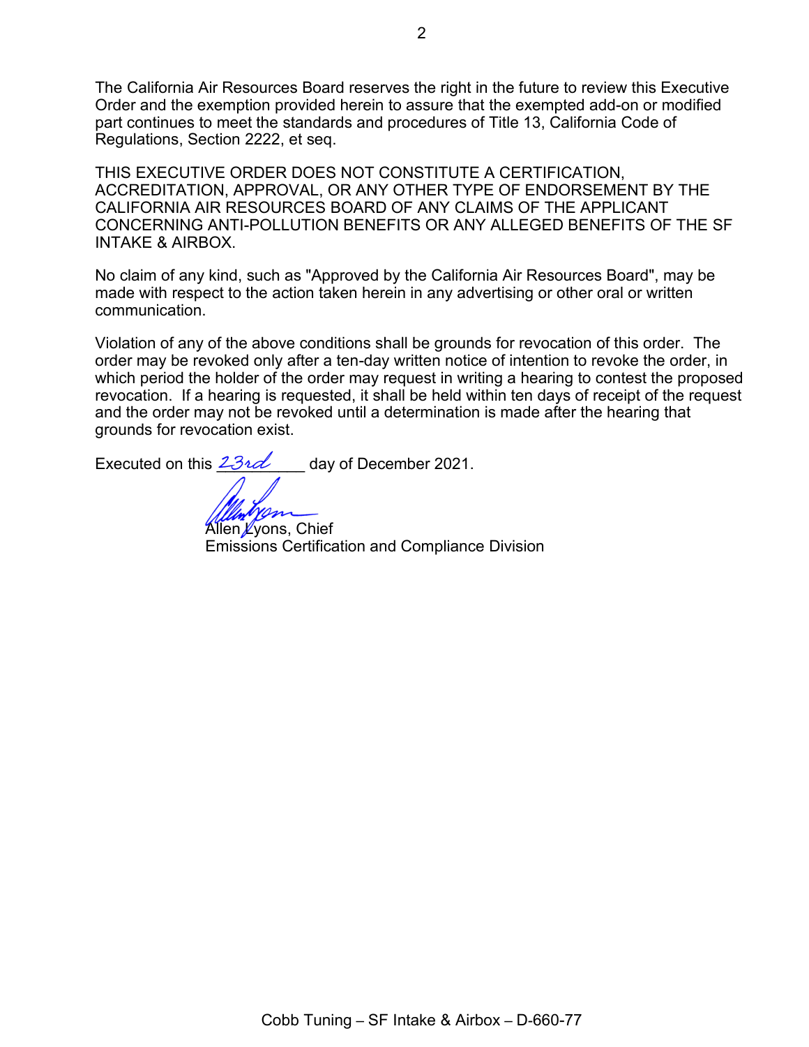The California Air Resources Board reserves the right in the future to review this Executive Order and the exemption provided herein to assure that the exempted add-on or modified part continues to meet the standards and procedures of Title 13, California Code of Regulations, Section 2222, et seq.

THIS EXECUTIVE ORDER DOES NOT CONSTITUTE A CERTIFICATION, ACCREDITATION, APPROVAL, OR ANY OTHER TYPE OF ENDORSEMENT BY THE CALIFORNIA AIR RESOURCES BOARD OF ANY CLAIMS OF THE APPLICANT CONCERNING ANTI-POLLUTION BENEFITS OR ANY ALLEGED BENEFITS OF THE SF INTAKE & AIRBOX.

No claim of any kind, such as "Approved by the California Air Resources Board", may be made with respect to the action taken herein in any advertising or other oral or written communication.

Violation of any of the above conditions shall be grounds for revocation of this order. The order may be revoked only after a ten-day written notice of intention to revoke the order, in which period the holder of the order may request in writing a hearing to contest the proposed revocation. If a hearing is requested, it shall be held within ten days of receipt of the request and the order may not be revoked until a determination is made after the hearing that grounds for revocation exist.

Executed on this 23rd day of December 2021.

Allen Lyons, Chief
Emissions Certification and Compliance Division

Cobb Tuning – SF Intake & Airbox – D-660-77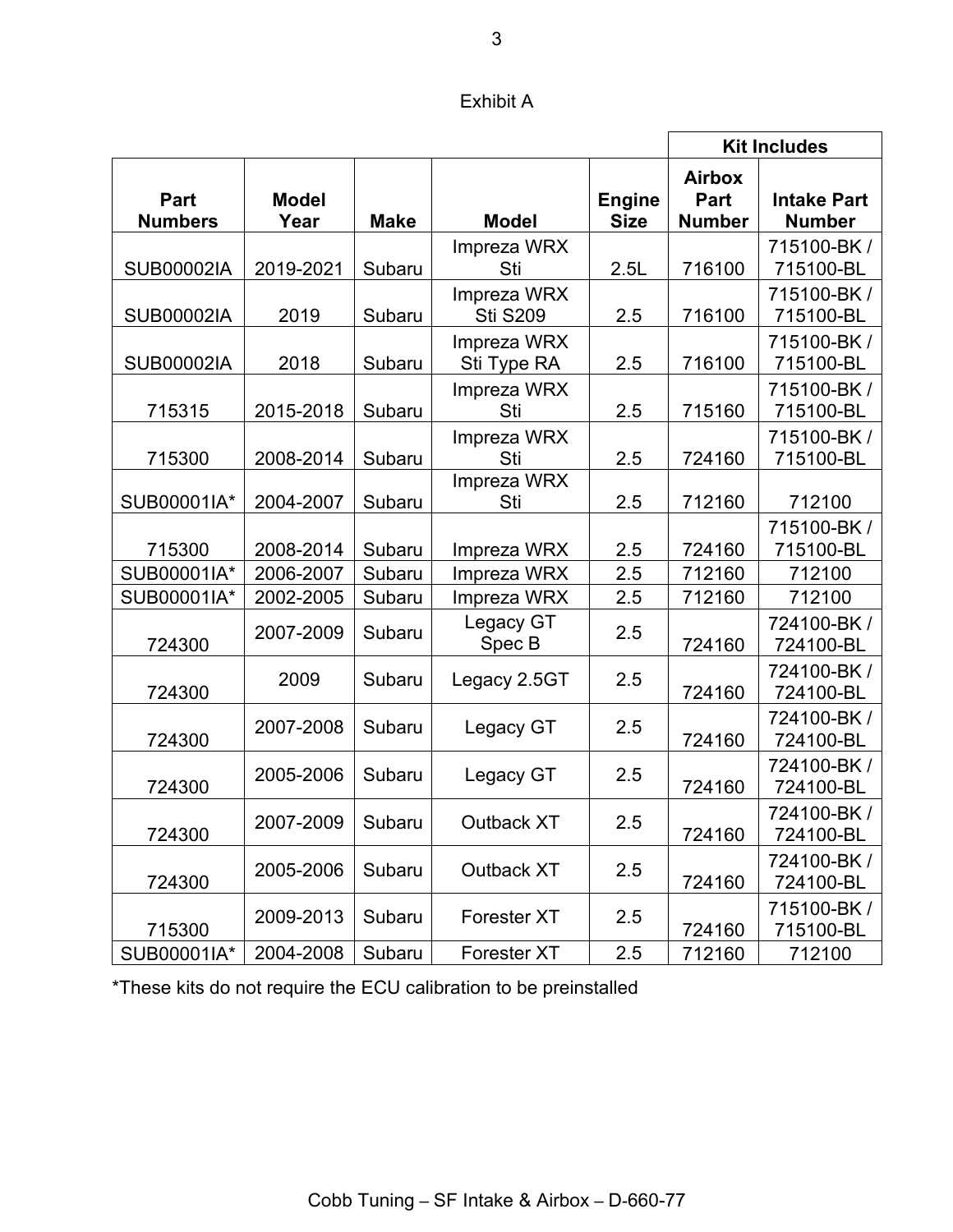Exhibit A

| | | | | | Kit Includes | |
|---|---|---|---|---|---|---|
| **Part Numbers** | **Model Year** | **Make** | **Model** | **Engine Size** | **Airbox Part Number** | **Intake Part Number** |
| SUB00002IA | 2019-2021 | Subaru | Impreza WRX Sti | 2.5L | 716100 | 715100-BK / 715100-BL |
| SUB00002IA | 2019 | Subaru | Impreza WRX Sti S209 | 2.5 | 716100 | 715100-BK / 715100-BL |
| SUB00002IA | 2018 | Subaru | Impreza WRX Sti Type RA | 2.5 | 716100 | 715100-BK / 715100-BL |
| 715315 | 2015-2018 | Subaru | Impreza WRX Sti | 2.5 | 715160 | 715100-BK / 715100-BL |
| 715300 | 2008-2014 | Subaru | Impreza WRX Sti | 2.5 | 724160 | 715100-BK / 715100-BL |
| SUB00001IA* | 2004-2007 | Subaru | Impreza WRX Sti | 2.5 | 712160 | 712100 |
| 715300 | 2008-2014 | Subaru | Impreza WRX | 2.5 | 724160 | 715100-BK / 715100-BL |
| SUB00001IA* | 2006-2007 | Subaru | Impreza WRX | 2.5 | 712160 | 712100 |
| SUB00001IA* | 2002-2005 | Subaru | Impreza WRX | 2.5 | 712160 | 712100 |
| 724300 | 2007-2009 | Subaru | Legacy GT Spec B | 2.5 | 724160 | 724100-BK / 724100-BL |
| 724300 | 2009 | Subaru | Legacy 2.5GT | 2.5 | 724160 | 724100-BK / 724100-BL |
| 724300 | 2007-2008 | Subaru | Legacy GT | 2.5 | 724160 | 724100-BK / 724100-BL |
| 724300 | 2005-2006 | Subaru | Legacy GT | 2.5 | 724160 | 724100-BK / 724100-BL |
| 724300 | 2007-2009 | Subaru | Outback XT | 2.5 | 724160 | 724100-BK / 724100-BL |
| 724300 | 2005-2006 | Subaru | Outback XT | 2.5 | 724160 | 724100-BK / 724100-BL |
| 715300 | 2009-2013 | Subaru | Forester XT | 2.5 | 724160 | 715100-BK / 715100-BL |
| SUB00001IA* | 2004-2008 | Subaru | Forester XT | 2.5 | 712160 | 712100 |

*These kits do not require the ECU calibration to be preinstalled